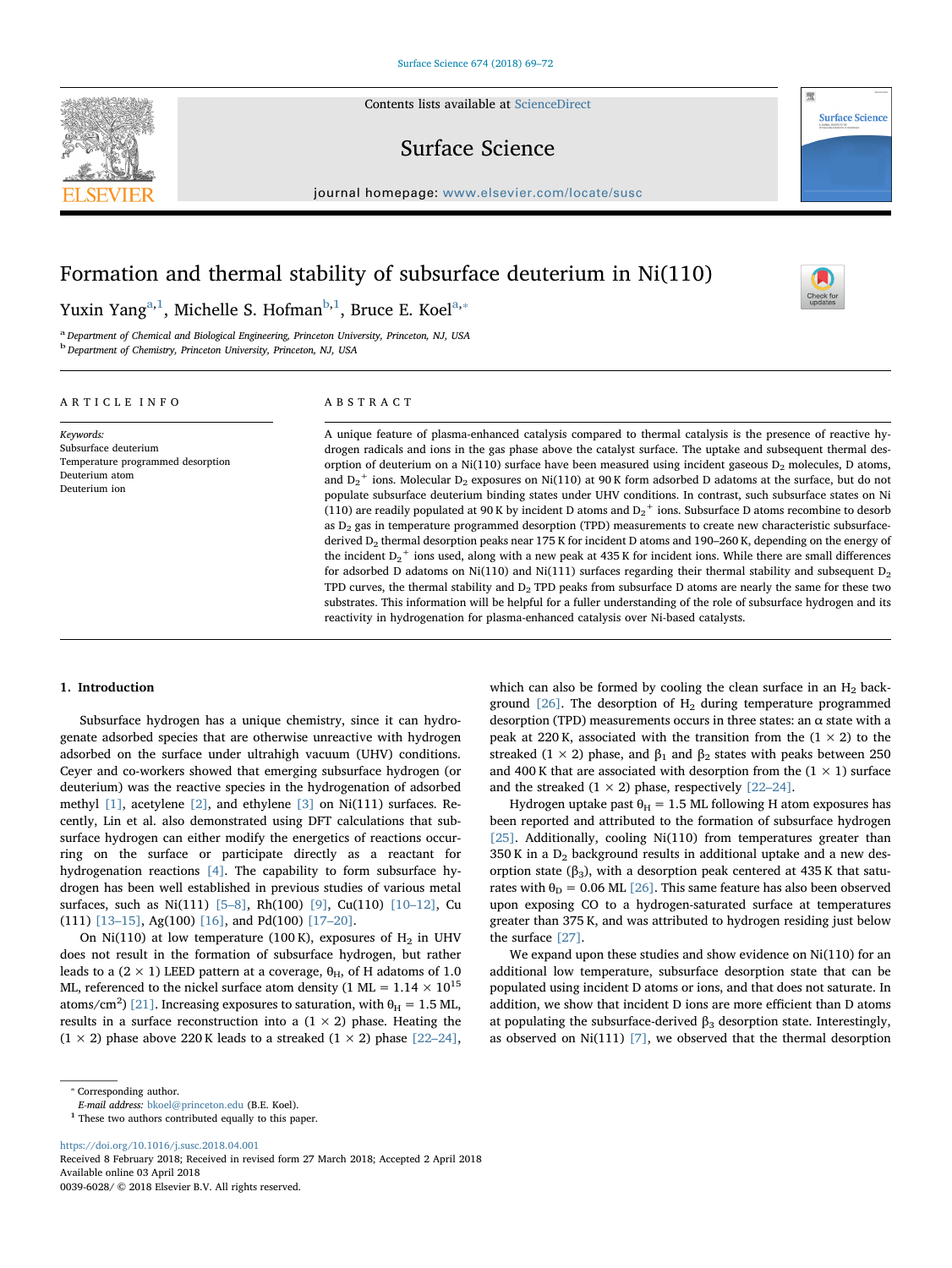Contents lists available at ScienceDirect

# Surface Science

journal homepage: www.elsevier.com/locate/susc

# Formation and thermal stability of subsurface deuterium in Ni(110)

Yuxin Yang[a,1], Michelle S. Hofman[b,1], Bruce E. Koel[a,*]

[a] Department of Chemical and Biological Engineering, Princeton University, Princeton, NJ, USA
[b] Department of Chemistry, Princeton University, Princeton, NJ, USA

## ARTICLE INFO

*Keywords:*
Subsurface deuterium
Temperature programmed desorption
Deuterium atom
Deuterium ion

## ABSTRACT

A unique feature of plasma-enhanced catalysis compared to thermal catalysis is the presence of reactive hydrogen radicals and ions in the gas phase above the catalyst surface. The uptake and subsequent thermal desorption of deuterium on a Ni(110) surface have been measured using incident gaseous $D_2$ molecules, D atoms, and $D_2^+$ ions. Molecular $D_2$ exposures on Ni(110) at 90 K form adsorbed D adatoms at the surface, but do not populate subsurface deuterium binding states under UHV conditions. In contrast, such subsurface states on Ni (110) are readily populated at 90 K by incident D atoms and $D_2^+$ ions. Subsurface D atoms recombine to desorb as $D_2$ gas in temperature programmed desorption (TPD) measurements to create new characteristic subsurface-derived $D_2$ thermal desorption peaks near 175 K for incident D atoms and 190–260 K, depending on the energy of the incident $D_2^+$ ions used, along with a new peak at 435 K for incident ions. While there are small differences for adsorbed D adatoms on Ni(110) and Ni(111) surfaces regarding their thermal stability and subsequent $D_2$ TPD curves, the thermal stability and $D_2$ TPD peaks from subsurface D atoms are nearly the same for these two substrates. This information will be helpful for a fuller understanding of the role of subsurface hydrogen and its reactivity in hydrogenation for plasma-enhanced catalysis over Ni-based catalysts.

## 1. Introduction

Subsurface hydrogen has a unique chemistry, since it can hydrogenate adsorbed species that are otherwise unreactive with hydrogen adsorbed on the surface under ultrahigh vacuum (UHV) conditions. Ceyer and co-workers showed that emerging subsurface hydrogen (or deuterium) was the reactive species in the hydrogenation of adsorbed methyl [1], acetylene [2], and ethylene [3] on Ni(111) surfaces. Recently, Lin et al. also demonstrated using DFT calculations that subsurface hydrogen can either modify the energetics of reactions occurring on the surface or participate directly as a reactant for hydrogenation reactions [4]. The capability to form subsurface hydrogen has been well established in previous studies of various metal surfaces, such as Ni(111) [5–8], Rh(100) [9], Cu(110) [10–12], Cu (111) [13–15], Ag(100) [16], and Pd(100) [17–20].

On Ni(110) at low temperature (100 K), exposures of $H_2$ in UHV does not result in the formation of subsurface hydrogen, but rather leads to a (2 × 1) LEED pattern at a coverage, $\theta_H$, of H adatoms of 1.0 ML, referenced to the nickel surface atom density (1 ML = 1.14 × $10^{15}$ atoms/cm$^2$) [21]. Increasing exposures to saturation, with $\theta_H$ = 1.5 ML, results in a surface reconstruction into a (1 × 2) phase. Heating the (1 × 2) phase above 220 K leads to a streaked (1 × 2) phase [22–24], which can also be formed by cooling the clean surface in an $H_2$ background [26]. The desorption of $H_2$ during temperature programmed desorption (TPD) measurements occurs in three states: an α state with a peak at 220 K, associated with the transition from the (1 × 2) to the streaked (1 × 2) phase, and $\beta_1$ and $\beta_2$ states with peaks between 250 and 400 K that are associated with desorption from the (1 × 1) surface and the streaked (1 × 2) phase, respectively [22–24].

Hydrogen uptake past $\theta_H$ = 1.5 ML following H atom exposures has been reported and attributed to the formation of subsurface hydrogen [25]. Additionally, cooling Ni(110) from temperatures greater than 350 K in a $D_2$ background results in additional uptake and a new desorption state ($\beta_3$), with a desorption peak centered at 435 K that saturates with $\theta_D$ = 0.06 ML [26]. This same feature has also been observed upon exposing CO to a hydrogen-saturated surface at temperatures greater than 375 K, and was attributed to hydrogen residing just below the surface [27].

We expand upon these studies and show evidence on Ni(110) for an additional low temperature, subsurface desorption state that can be populated using incident D atoms or ions, and that does not saturate. In addition, we show that incident D ions are more efficient than D atoms at populating the subsurface-derived $\beta_3$ desorption state. Interestingly, as observed on Ni(111) [7], we observed that the thermal desorption

* Corresponding author.
*E-mail address:* bkoel@princeton.edu (B.E. Koel).
[1] These two authors contributed equally to this paper.

https://doi.org/10.1016/j.susc.2018.04.001
Received 8 February 2018; Received in revised form 27 March 2018; Accepted 2 April 2018
Available online 03 April 2018
0039-6028/ © 2018 Elsevier B.V. All rights reserved.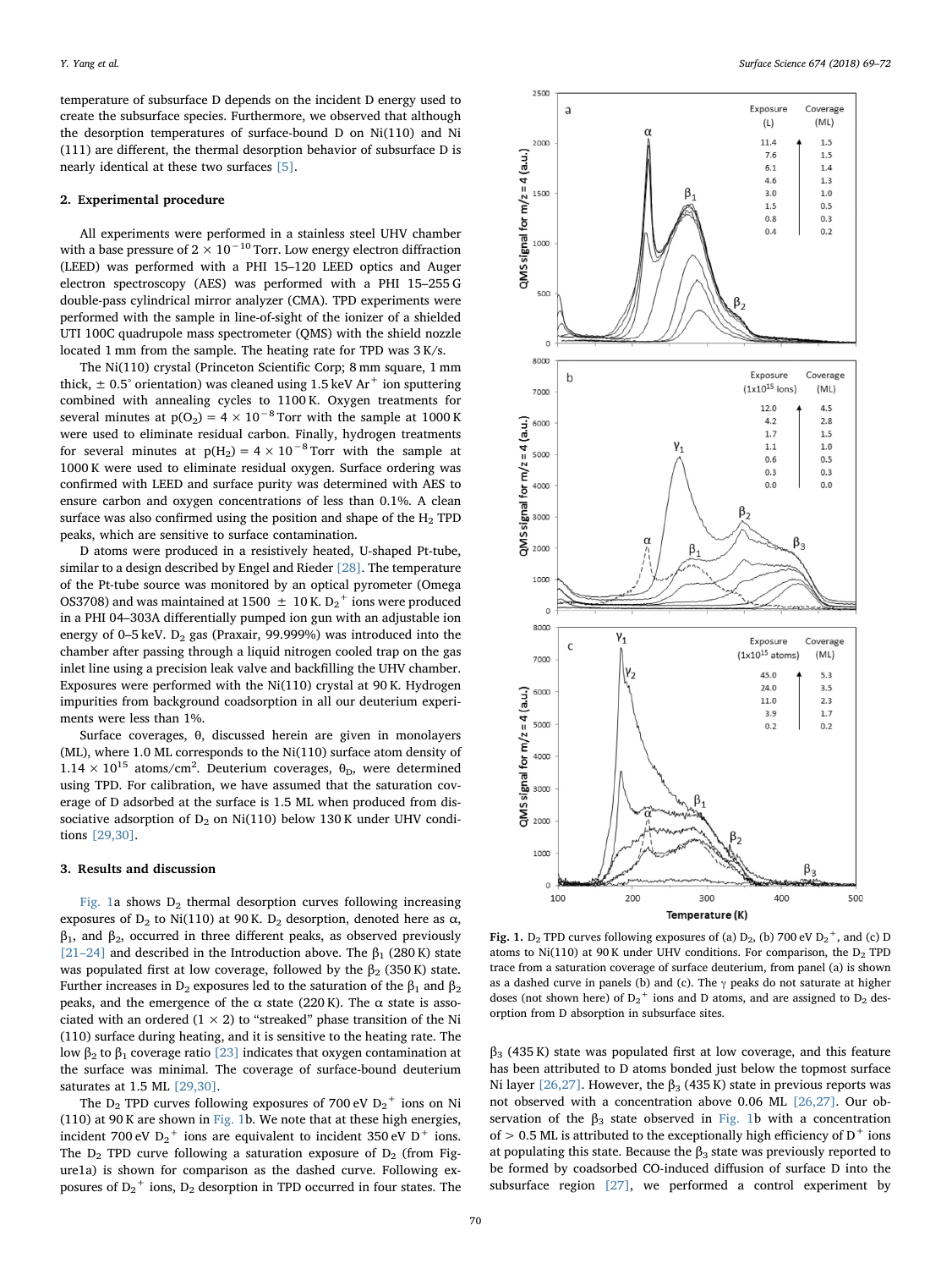temperature of subsurface D depends on the incident D energy used to create the subsurface species. Furthermore, we observed that although the desorption temperatures of surface-bound D on Ni(110) and Ni (111) are different, the thermal desorption behavior of subsurface D is nearly identical at these two surfaces [5].

## 2. Experimental procedure

All experiments were performed in a stainless steel UHV chamber with a base pressure of $2 \times 10^{-10}$ Torr. Low energy electron diffraction (LEED) was performed with a PHI 15–120 LEED optics and Auger electron spectroscopy (AES) was performed with a PHI 15–255 G double-pass cylindrical mirror analyzer (CMA). TPD experiments were performed with the sample in line-of-sight of the ionizer of a shielded UTI 100C quadrupole mass spectrometer (QMS) with the shield nozzle located 1 mm from the sample. The heating rate for TPD was 3 K/s.

The Ni(110) crystal (Princeton Scientific Corp; 8 mm square, 1 mm thick, $\pm$ 0.5° orientation) was cleaned using 1.5 keV $Ar^+$ ion sputtering combined with annealing cycles to 1100 K. Oxygen treatments for several minutes at $p(O_2) = 4 \times 10^{-8}$ Torr with the sample at 1000 K were used to eliminate residual carbon. Finally, hydrogen treatments for several minutes at $p(H_2) = 4 \times 10^{-8}$ Torr with the sample at 1000 K were used to eliminate residual oxygen. Surface ordering was confirmed with LEED and surface purity was determined with AES to ensure carbon and oxygen concentrations of less than 0.1%. A clean surface was also confirmed using the position and shape of the $H_2$ TPD peaks, which are sensitive to surface contamination.

D atoms were produced in a resistively heated, U-shaped Pt-tube, similar to a design described by Engel and Rieder [28]. The temperature of the Pt-tube source was monitored by an optical pyrometer (Omega OS3708) and was maintained at 1500 $\pm$ 10 K. $D_2^+$ ions were produced in a PHI 04–303A differentially pumped ion gun with an adjustable ion energy of 0–5 keV. $D_2$ gas (Praxair, 99.999%) was introduced into the chamber after passing through a liquid nitrogen cooled trap on the gas inlet line using a precision leak valve and backfilling the UHV chamber. Exposures were performed with the Ni(110) crystal at 90 K. Hydrogen impurities from background coadsorption in all our deuterium experiments were less than 1%.

Surface coverages, θ, discussed herein are given in monolayers (ML), where 1.0 ML corresponds to the Ni(110) surface atom density of $1.14 \times 10^{15}$ atoms/cm$^2$. Deuterium coverages, $\theta_D$, were determined using TPD. For calibration, we have assumed that the saturation coverage of D adsorbed at the surface is 1.5 ML when produced from dissociative adsorption of $D_2$ on Ni(110) below 130 K under UHV conditions [29,30].

## 3. Results and discussion

Fig. 1a shows $D_2$ thermal desorption curves following increasing exposures of $D_2$ to Ni(110) at 90 K. $D_2$ desorption, denoted here as α, $\beta_1$, and $\beta_2$, occurred in three different peaks, as observed previously [21–24] and described in the Introduction above. The $\beta_1$ (280 K) state was populated first at low coverage, followed by the $\beta_2$ (350 K) state. Further increases in $D_2$ exposures led to the saturation of the $\beta_1$ and $\beta_2$ peaks, and the emergence of the α state (220 K). The α state is associated with an ordered (1 × 2) to "streaked" phase transition of the Ni (110) surface during heating, and it is sensitive to the heating rate. The low $\beta_2$ to $\beta_1$ coverage ratio [23] indicates that oxygen contamination at the surface was minimal. The coverage of surface-bound deuterium saturates at 1.5 ML [29,30].

The $D_2$ TPD curves following exposures of 700 eV $D_2^+$ ions on Ni (110) at 90 K are shown in Fig. 1b. We note that at these high energies, incident 700 eV $D_2^+$ ions are equivalent to incident 350 eV $D^+$ ions. The $D_2$ TPD curve following a saturation exposure of $D_2$ (from Figure1a) is shown for comparison as the dashed curve. Following exposures of $D_2^+$ ions, $D_2$ desorption in TPD occurred in four states. The $\beta_3$ (435 K) state was populated first at low coverage, and this feature has been attributed to D atoms bonded just below the topmost surface Ni layer [26,27]. However, the $\beta_3$ (435 K) state in previous reports was not observed with a concentration above 0.06 ML [26,27]. Our observation of the $\beta_3$ state observed in Fig. 1b with a concentration of > 0.5 ML is attributed to the exceptionally high efficiency of $D^+$ ions at populating this state. Because the $\beta_3$ state was previously reported to be formed by coadsorbed CO-induced diffusion of surface D into the subsurface region [27], we performed a control experiment by

Fig. 1. $D_2$ TPD curves following exposures of (a) $D_2$, (b) 700 eV $D_2^+$, and (c) D atoms to Ni(110) at 90 K under UHV conditions. For comparison, the $D_2$ TPD trace from a saturation coverage of surface deuterium, from panel (a) is shown as a dashed curve in panels (b) and (c). The γ peaks do not saturate at higher doses (not shown here) of $D_2^+$ ions and D atoms, and are assigned to $D_2$ desorption from D absorption in subsurface sites.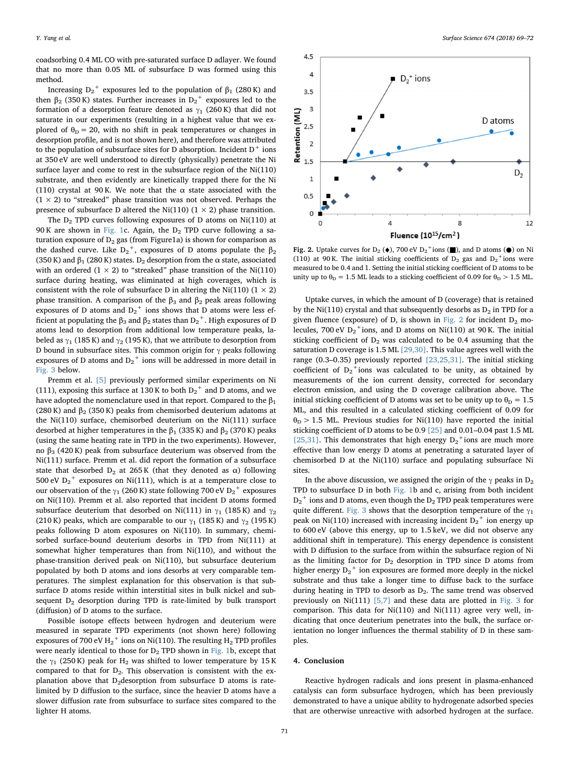coadsorbing 0.4 ML CO with pre-saturated surface D adlayer. We found that no more than 0.05 ML of subsurface D was formed using this method.

Increasing $D_2^+$ exposures led to the population of $\beta_1$ (280 K) and then $\beta_2$ (350 K) states. Further increases in $D_2^+$ exposures led to the formation of a desorption feature denoted as $\gamma_1$ (260 K) that did not saturate in our experiments (resulting in a highest value that we explored of $\theta_D = 20$, with no shift in peak temperatures or changes in desorption profile, and is not shown here), and therefore was attributed to the population of subsurface sites for D absorption. Incident $D^+$ ions at 350 eV are well understood to directly (physically) penetrate the Ni surface layer and come to rest in the subsurface region of the Ni(110) substrate, and then evidently are kinetically trapped there for the Ni (110) crystal at 90 K. We note that the α state associated with the (1 × 2) to "streaked" phase transition was not observed. Perhaps the presence of subsurface D altered the Ni(110) (1 × 2) phase transition.

The $D_2$ TPD curves following exposures of D atoms on Ni(110) at 90 K are shown in Fig. 1c. Again, the $D_2$ TPD curve following a saturation exposure of $D_2$ gas (from Figure1a) is shown for comparison as the dashed curve. Like $D_2^+$, exposures of D atoms populate the $\beta_2$ (350 K) and $\beta_1$ (280 K) states. $D_2$ desorption from the α state, associated with an ordered (1 × 2) to "streaked" phase transition of the Ni(110) surface during heating, was eliminated at high coverages, which is consistent with the role of subsurface D in altering the Ni(110) (1 × 2) phase transition. A comparison of the $\beta_3$ and $\beta_2$ peak areas following exposures of D atoms and $D_2^+$ ions shows that D atoms were less efficient at populating the $\beta_3$ and $\beta_2$ states than $D_2^+$. High exposures of D atoms lead to desorption from additional low temperature peaks, labeled as $\gamma_1$ (185 K) and $\gamma_2$ (195 K), that we attribute to desorption from D bound in subsurface sites. This common origin for γ peaks following exposures of D atoms and $D_2^+$ ions will be addressed in more detail in Fig. 3 below.

Premm et al. [5] previously performed similar experiments on Ni (111), exposing this surface at 130 K to both $D_2^+$ and D atoms, and we have adopted the nomenclature used in that report. Compared to the $\beta_1$ (280 K) and $\beta_2$ (350 K) peaks from chemisorbed deuterium adatoms at the Ni(110) surface, chemisorbed deuterium on the Ni(111) surface desorbed at higher temperatures in the $\beta_1$ (335 K) and $\beta_2$ (370 K) peaks (using the same heating rate in TPD in the two experiments). However, no $\beta_3$ (420 K) peak from subsurface deuterium was observed from the Ni(111) surface. Premm et al. did report the formation of a subsurface state that desorbed $D_2$ at 265 K (that they denoted as α) following 500 eV $D_2^+$ exposures on Ni(111), which is at a temperature close to our observation of the $\gamma_1$ (260 K) state following 700 eV $D_2^+$ exposures on Ni(110). Premm et al. also reported that incident D atoms formed subsurface deuterium that desorbed on Ni(111) in $\gamma_1$ (185 K) and $\gamma_2$ (210 K) peaks, which are comparable to our $\gamma_1$ (185 K) and $\gamma_2$ (195 K) peaks following D atom exposures on Ni(110). In summary, chemisorbed surface-bound deuterium desorbs in TPD from Ni(111) at somewhat higher temperatures than from Ni(110), and without the phase-transition derived peak on Ni(110), but subsurface deuterium populated by both D atoms and ions desorbs at very comparable temperatures. The simplest explanation for this observation is that subsurface D atoms reside within interstitial sites in bulk nickel and subsequent $D_2$ desorption during TPD is rate-limited by bulk transport (diffusion) of D atoms to the surface.

Possible isotope effects between hydrogen and deuterium were measured in separate TPD experiments (not shown here) following exposures of 700 eV $H_2^+$ ions on Ni(110). The resulting $H_2$ TPD profiles were nearly identical to those for $D_2$ TPD shown in Fig. 1b, except that the $\gamma_1$ (250 K) peak for $H_2$ was shifted to lower temperature by 15 K compared to that for $D_2$. This observation is consistent with the explanation above that $D_2$desorption from subsurface D atoms is rate-limited by D diffusion to the surface, since the heavier D atoms have a slower diffusion rate from subsurface to surface sites compared to the lighter H atoms.

**Fig. 2.** Uptake curves for $D_2$ (◆), 700 eV $D_2^+$ions (■), and D atoms (●) on Ni (110) at 90 K. The initial sticking coefficients of $D_2$ gas and $D_2^+$ions were measured to be 0.4 and 1. Setting the initial sticking coefficient of D atoms to be unity up to $\theta_D = 1.5$ ML leads to a sticking coefficient of 0.09 for $\theta_D > 1.5$ ML.

Uptake curves, in which the amount of D (coverage) that is retained by the Ni(110) crystal and that subsequently desorbs as $D_2$ in TPD for a given fluence (exposure) of D, is shown in Fig. 2 for incident $D_2$ molecules, 700 eV $D_2^+$ions, and D atoms on Ni(110) at 90 K. The initial sticking coefficient of $D_2$ was calculated to be 0.4 assuming that the saturation D coverage is 1.5 ML [29,30]. This value agrees well with the range (0.3–0.35) previously reported [23,25,31]. The initial sticking coefficient of $D_2^+$ions was calculated to be unity, as obtained by measurements of the ion current density, corrected for secondary electron emission, and using the D coverage calibration above. The initial sticking coefficient of D atoms was set to be unity up to $\theta_D = 1.5$ ML, and this resulted in a calculated sticking coefficient of 0.09 for $\theta_D > 1.5$ ML. Previous studies for Ni(110) have reported the initial sticking coefficient of D atoms to be 0.9 [25] and 0.01–0.04 past 1.5 ML [25,31]. This demonstrates that high energy $D_2^+$ions are much more effective than low energy D atoms at penetrating a saturated layer of chemisorbed D at the Ni(110) surface and populating subsurface Ni sites.

In the above discussion, we assigned the origin of the γ peaks in $D_2$ TPD to subsurface D in both Fig. 1b and c, arising from both incident $D_2^+$ ions and D atoms, even though the $D_2$ TPD peak temperatures were quite different. Fig. 3 shows that the desorption temperature of the $\gamma_1$ peak on Ni(110) increased with increasing incident $D_2^+$ ion energy up to 600 eV (above this energy, up to 1.5 keV, we did not observe any additional shift in temperature). This energy dependence is consistent with D diffusion to the surface from within the subsurface region of Ni as the limiting factor for $D_2$ desorption in TPD since D atoms from higher energy $D_2^+$ ion exposures are formed more deeply in the nickel substrate and thus take a longer time to diffuse back to the surface during heating in TPD to desorb as $D_2$. The same trend was observed previously on Ni(111) [5,7] and these data are plotted in Fig. 3 for comparison. This data for Ni(110) and Ni(111) agree very well, indicating that once deuterium penetrates into the bulk, the surface orientation no longer influences the thermal stability of D in these samples.

## 4. Conclusion

Reactive hydrogen radicals and ions present in plasma-enhanced catalysis can form subsurface hydrogen, which has been previously demonstrated to have a unique ability to hydrogenate adsorbed species that are otherwise unreactive with adsorbed hydrogen at the surface.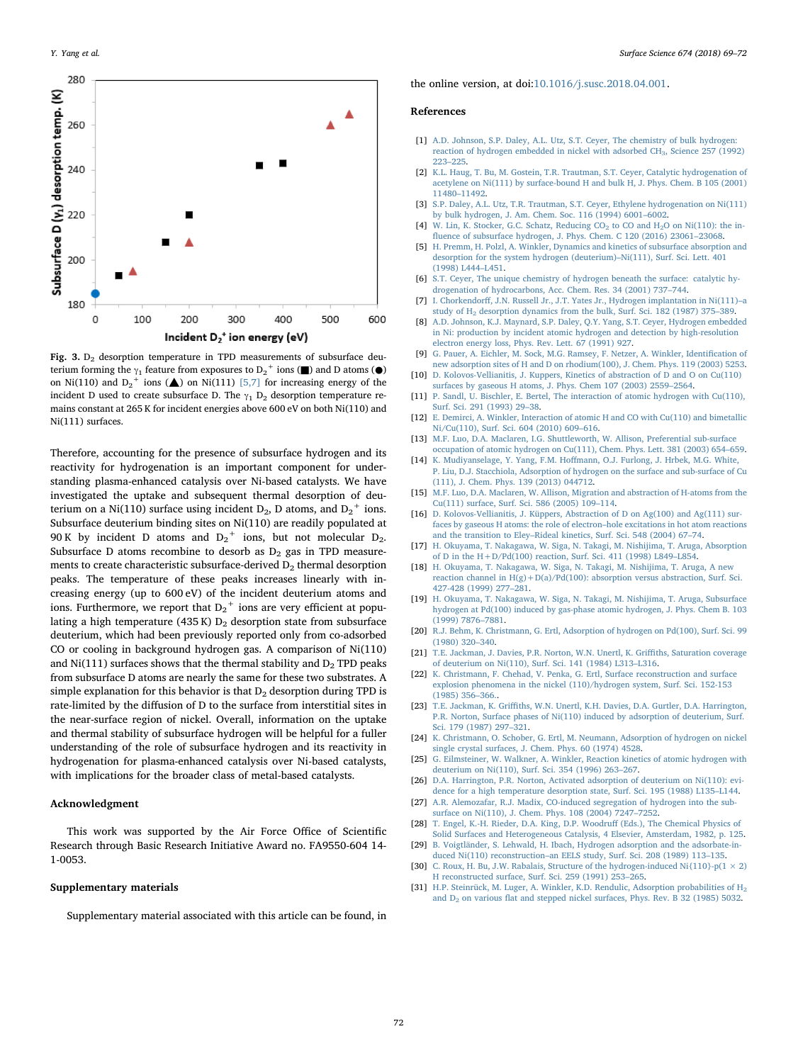280

260

240

220

200

180

Subsurface D ($\gamma_1$) desorption temp. (K)

0 100 200 300 400 500 600

Incident $D_2^+$ ion energy (eV)

**Fig. 3.** $D_2$ desorption temperature in TPD measurements of subsurface deuterium forming the $\gamma_1$ feature from exposures to $D_2^+$ ions (■) and D atoms (●) on Ni(110) and $D_2^+$ ions (▲) on Ni(111) [5,7] for increasing energy of the incident D used to create subsurface D. The $\gamma_1$ $D_2$ desorption temperature remains constant at 265 K for incident energies above 600 eV on both Ni(110) and Ni(111) surfaces.

Therefore, accounting for the presence of subsurface hydrogen and its reactivity for hydrogenation is an important component for understanding plasma-enhanced catalysis over Ni-based catalysts. We have investigated the uptake and subsequent thermal desorption of deuterium on a Ni(110) surface using incident $D_2$, D atoms, and $D_2^+$ ions. Subsurface deuterium binding sites on Ni(110) are readily populated at 90 K by incident D atoms and $D_2^+$ ions, but not molecular $D_2$. Subsurface D atoms recombine to desorb as $D_2$ gas in TPD measurements to create characteristic subsurface-derived $D_2$ thermal desorption peaks. The temperature of these peaks increases linearly with increasing energy (up to 600 eV) of the incident deuterium atoms and ions. Furthermore, we report that $D_2^+$ ions are very efficient at populating a high temperature (435 K) $D_2$ desorption state from subsurface deuterium, which had been previously reported only from co-adsorbed CO or cooling in background hydrogen gas. A comparison of Ni(110) and Ni(111) surfaces shows that the thermal stability and $D_2$ TPD peaks from subsurface D atoms are nearly the same for these two substrates. A simple explanation for this behavior is that $D_2$ desorption during TPD is rate-limited by the diffusion of D to the surface from interstitial sites in the near-surface region of nickel. Overall, information on the uptake and thermal stability of subsurface hydrogen will be helpful for a fuller understanding of the role of subsurface hydrogen and its reactivity in hydrogenation for plasma-enhanced catalysis over Ni-based catalysts, with implications for the broader class of metal-based catalysts.

## Acknowledgment

This work was supported by the Air Force Office of Scientific Research through Basic Research Initiative Award no. FA9550-604 14-1-0053.

## Supplementary materials

Supplementary material associated with this article can be found, in the online version, at doi:10.1016/j.susc.2018.04.001.

## References

[1] A.D. Johnson, S.P. Daley, A.L. Utz, S.T. Ceyer, The chemistry of bulk hydrogen: reaction of hydrogen embedded in nickel with adsorbed $CH_3$, Science 257 (1992) 223–225.

[2] K.L. Haug, T. Bu, M. Gostein, T.R. Trautman, S.T. Ceyer, Catalytic hydrogenation of acetylene on Ni(111) by surface-bound H and bulk H, J. Phys. Chem. B 105 (2001) 11480–11492.

[3] S.P. Daley, A.L. Utz, T.R. Trautman, S.T. Ceyer, Ethylene hydrogenation on Ni(111) by bulk hydrogen, J. Am. Chem. Soc. 116 (1994) 6001–6002.

[4] W. Lin, K. Stocker, G.C. Schatz, Reducing $CO_2$ to CO and $H_2O$ on Ni(110): the influence of subsurface hydrogen, J. Phys. Chem. C 120 (2016) 23061–23068.

[5] H. Premm, H. Polzl, A. Winkler, Dynamics and kinetics of subsurface absorption and desorption for the system hydrogen (deuterium)–Ni(111), Surf. Sci. Lett. 401 (1998) L444–L451.

[6] S.T. Ceyer, The unique chemistry of hydrogen beneath the surface: catalytic hydrogenation of hydrocarbons, Acc. Chem. Res. 34 (2001) 737–744.

[7] I. Chorkendorff, J.N. Russell Jr., J.T. Yates Jr., Hydrogen implantation in Ni(111)–a study of $H_2$ desorption dynamics from the bulk, Surf. Sci. 182 (1987) 375–389.

[8] A.D. Johnson, K.J. Maynard, S.P. Daley, Q.Y. Yang, S.T. Ceyer, Hydrogen embedded in Ni: production by incident atomic hydrogen and detection by high-resolution electron energy loss, Phys. Rev. Lett. 67 (1991) 927.

[9] G. Pauer, A. Eichler, M. Sock, M.G. Ramsey, F. Netzer, A. Winkler, Identification of new adsorption sites of H and D on rhodium(100), J. Chem. Phys. 119 (2003) 5253.

[10] D. Kolovos-Vellianitis, J. Kuppers, Kinetics of abstraction of D and O on Cu(110) surfaces by gaseous H atoms, J. Phys. Chem 107 (2003) 2559–2564.

[11] P. Sandl, U. Bischler, E. Bertel, The interaction of atomic hydrogen with Cu(110), Surf. Sci. 291 (1993) 29–38.

[12] E. Demirci, A. Winkler, Interaction of atomic H and CO with Cu(110) and bimetallic Ni/Cu(110), Surf. Sci. 604 (2010) 609–616.

[13] M.F. Luo, D.A. Maclaren, I.G. Shuttleworth, W. Allison, Preferential sub-surface occupation of atomic hydrogen on Cu(111), Chem. Phys. Lett. 381 (2003) 654–659.

[14] K. Mudiyanselage, Y. Yang, F.M. Hoffmann, O.J. Furlong, J. Hrbek, M.G. White, P. Liu, D.J. Stacchiola, Adsorption of hydrogen on the surface and sub-surface of Cu (111), J. Chem. Phys. 139 (2013) 044712.

[15] M.F. Luo, D.A. Maclaren, W. Allison, Migration and abstraction of H-atoms from the Cu(111) surface, Surf. Sci. 586 (2005) 109–114.

[16] D. Kolovos-Vellianitis, J. Küppers, Abstraction of D on Ag(100) and Ag(111) surfaces by gaseous H atoms: the role of electron–hole excitations in hot atom reactions and the transition to Eley–Rideal kinetics, Surf. Sci. 548 (2004) 67–74.

[17] H. Okuyama, T. Nakagawa, W. Siga, N. Takagi, M. Nishijima, T. Aruga, Absorption of D in the H+D/Pd(100) reaction, Surf. Sci. 411 (1998) L849–L854.

[18] H. Okuyama, T. Nakagawa, W. Siga, N. Takagi, M. Nishijima, T. Aruga, A new reaction channel in H(g)+D(a)/Pd(100): absorption versus abstraction, Surf. Sci. 427-428 (1999) 277–281.

[19] H. Okuyama, T. Nakagawa, W. Siga, N. Takagi, M. Nishijima, T. Aruga, Subsurface hydrogen at Pd(100) induced by gas-phase atomic hydrogen, J. Phys. Chem B. 103 (1999) 7876–7881.

[20] R.J. Behm, K. Christmann, G. Ertl, Adsorption of hydrogen on Pd(100), Surf. Sci. 99 (1980) 320–340.

[21] T.E. Jackman, J. Davies, P.R. Norton, W.N. Unertl, K. Griffiths, Saturation coverage of deuterium on Ni(110), Surf. Sci. 141 (1984) L313–L316.

[22] K. Christmann, F. Chehad, V. Penka, G. Ertl, Surface reconstruction and surface explosion phenomena in the nickel (110)/hydrogen system, Surf. Sci. 152-153 (1985) 356–366.

[23] T.E. Jackman, K. Griffiths, W.N. Unertl, K.H. Davies, D.A. Gurtler, D.A. Harrington, P.R. Norton, Surface phases of Ni(110) induced by adsorption of deuterium, Surf. Sci. 179 (1987) 297–321.

[24] K. Christmann, O. Schober, G. Ertl, M. Neumann, Adsorption of hydrogen on nickel single crystal surfaces, J. Chem. Phys. 60 (1974) 4528.

[25] G. Eilmsteiner, W. Walkner, A. Winkler, Reaction kinetics of atomic hydrogen with deuterium on Ni(110), Surf. Sci. 354 (1996) 263–267.

[26] D.A. Harrington, P.R. Norton, Activated adsorption of deuterium on Ni(110): evidence for a high temperature desorption state, Surf. Sci. 195 (1988) L135–L144.

[27] A.R. Alemozafar, R.J. Madix, CO-induced segregation of hydrogen into the subsurface on Ni(110), J. Chem. Phys. 108 (2004) 7247–7252.

[28] T. Engel, K.-H. Rieder, D.A. King, D.P. Woodruff (Eds.), The Chemical Physics of Solid Surfaces and Heterogeneous Catalysis, 4 Elsevier, Amsterdam, 1982, p. 125.

[29] B. Voigtländer, S. Lehwald, H. Ibach, Hydrogen adsorption and the adsorbate-induced Ni(110) reconstruction–an EELS study, Surf. Sci. 208 (1989) 113–135.

[30] C. Roux, H. Bu, J.W. Rabalais, Structure of the hydrogen-induced Ni{110}-p(1 × 2) H reconstructed surface, Surf. Sci. 259 (1991) 253–265.

[31] H.P. Steinrück, M. Luger, A. Winkler, K.D. Rendulic, Adsorption probabilities of $H_2$ and $D_2$ on various flat and stepped nickel surfaces, Phys. Rev. B 32 (1985) 5032.